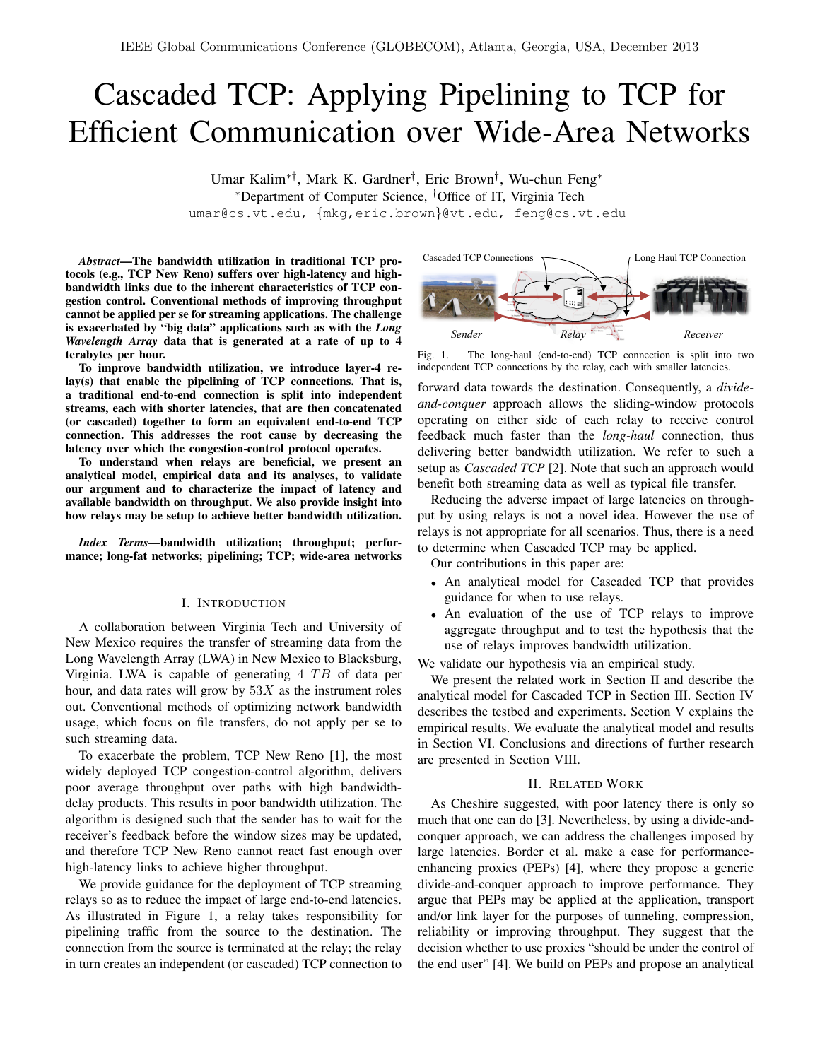# Cascaded TCP: Applying Pipelining to TCP for Efficient Communication over Wide-Area Networks

Umar Kalim[*†], Mark K. Gardner[†], Eric Brown[†], Wu-chun Feng[*]

[*]Department of Computer Science, [†]Office of IT, Virginia Tech

umar@cs.vt.edu, {mkg,eric.brown}@vt.edu, feng@cs.vt.edu

***Abstract*—The bandwidth utilization in traditional TCP protocols (e.g., TCP New Reno) suffers over high-latency and high-bandwidth links due to the inherent characteristics of TCP congestion control. Conventional methods of improving throughput cannot be applied per se for streaming applications. The challenge is exacerbated by "big data" applications such as with the *Long Wavelength Array* data that is generated at a rate of up to 4 terabytes per hour.**

**To improve bandwidth utilization, we introduce layer-4 relay(s) that enable the pipelining of TCP connections. That is, a traditional end-to-end connection is split into independent streams, each with shorter latencies, that are then concatenated (or cascaded) together to form an equivalent end-to-end TCP connection. This addresses the root cause by decreasing the latency over which the congestion-control protocol operates.**

**To understand when relays are beneficial, we present an analytical model, empirical data and its analyses, to validate our argument and to characterize the impact of latency and available bandwidth on throughput. We also provide insight into how relays may be setup to achieve better bandwidth utilization.**

***Index Terms*—bandwidth utilization; throughput; performance; long-fat networks; pipelining; TCP; wide-area networks**

## I. Introduction

A collaboration between Virginia Tech and University of New Mexico requires the transfer of streaming data from the Long Wavelength Array (LWA) in New Mexico to Blacksburg, Virginia. LWA is capable of generating $4\ TB$ of data per hour, and data rates will grow by $53X$ as the instrument roles out. Conventional methods of optimizing network bandwidth usage, which focus on file transfers, do not apply per se to such streaming data.

To exacerbate the problem, TCP New Reno [1], the most widely deployed TCP congestion-control algorithm, delivers poor average throughput over paths with high bandwidth-delay products. This results in poor bandwidth utilization. The algorithm is designed such that the sender has to wait for the receiver's feedback before the window sizes may be updated, and therefore TCP New Reno cannot react fast enough over high-latency links to achieve higher throughput.

We provide guidance for the deployment of TCP streaming relays so as to reduce the impact of large end-to-end latencies. As illustrated in Figure 1, a relay takes responsibility for pipelining traffic from the source to the destination. The connection from the source is terminated at the relay; the relay in turn creates an independent (or cascaded) TCP connection to forward data towards the destination. Consequently, a *divide-and-conquer* approach allows the sliding-window protocols operating on either side of each relay to receive control feedback much faster than the *long-haul* connection, thus delivering better bandwidth utilization. We refer to such a setup as *Cascaded TCP* [2]. Note that such an approach would benefit both streaming data as well as typical file transfer.

Fig. 1. The long-haul (end-to-end) TCP connection is split into two independent TCP connections by the relay, each with smaller latencies.

Reducing the adverse impact of large latencies on throughput by using relays is not a novel idea. However the use of relays is not appropriate for all scenarios. Thus, there is a need to determine when Cascaded TCP may be applied.

Our contributions in this paper are:

- An analytical model for Cascaded TCP that provides guidance for when to use relays.
- An evaluation of the use of TCP relays to improve aggregate throughput and to test the hypothesis that the use of relays improves bandwidth utilization.

We validate our hypothesis via an empirical study.

We present the related work in Section II and describe the analytical model for Cascaded TCP in Section III. Section IV describes the testbed and experiments. Section V explains the empirical results. We evaluate the analytical model and results in Section VI. Conclusions and directions of further research are presented in Section VIII.

## II. Related Work

As Cheshire suggested, with poor latency there is only so much that one can do [3]. Nevertheless, by using a divide-and-conquer approach, we can address the challenges imposed by large latencies. Border et al. make a case for performance-enhancing proxies (PEPs) [4], where they propose a generic divide-and-conquer approach to improve performance. They argue that PEPs may be applied at the application, transport and/or link layer for the purposes of tunneling, compression, reliability or improving throughput. They suggest that the decision whether to use proxies "should be under the control of the end user" [4]. We build on PEPs and propose an analytical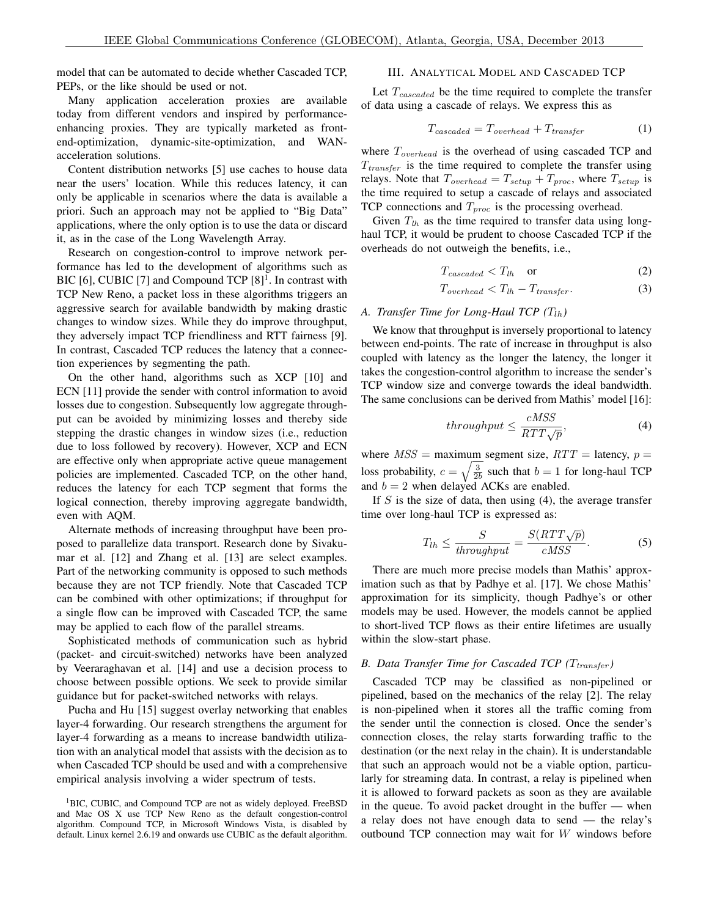model that can be automated to decide whether Cascaded TCP, PEPs, or the like should be used or not.

Many application acceleration proxies are available today from different vendors and inspired by performance-enhancing proxies. They are typically marketed as front-end-optimization, dynamic-site-optimization, and WAN-acceleration solutions.

Content distribution networks [5] use caches to house data near the users' location. While this reduces latency, it can only be applicable in scenarios where the data is available a priori. Such an approach may not be applied to "Big Data" applications, where the only option is to use the data or discard it, as in the case of the Long Wavelength Array.

Research on congestion-control to improve network performance has led to the development of algorithms such as BIC [6], CUBIC [7] and Compound TCP [8][1]. In contrast with TCP New Reno, a packet loss in these algorithms triggers an aggressive search for available bandwidth by making drastic changes to window sizes. While they do improve throughput, they adversely impact TCP friendliness and RTT fairness [9]. In contrast, Cascaded TCP reduces the latency that a connection experiences by segmenting the path.

On the other hand, algorithms such as XCP [10] and ECN [11] provide the sender with control information to avoid losses due to congestion. Subsequently low aggregate throughput can be avoided by minimizing losses and thereby side stepping the drastic changes in window sizes (i.e., reduction due to loss followed by recovery). However, XCP and ECN are effective only when appropriate active queue management policies are implemented. Cascaded TCP, on the other hand, reduces the latency for each TCP segment that forms the logical connection, thereby improving aggregate bandwidth, even with AQM.

Alternate methods of increasing throughput have been proposed to parallelize data transport. Research done by Sivakumar et al. [12] and Zhang et al. [13] are select examples. Part of the networking community is opposed to such methods because they are not TCP friendly. Note that Cascaded TCP can be combined with other optimizations; if throughput for a single flow can be improved with Cascaded TCP, the same may be applied to each flow of the parallel streams.

Sophisticated methods of communication such as hybrid (packet- and circuit-switched) networks have been analyzed by Veeraraghavan et al. [14] and use a decision process to choose between possible options. We seek to provide similar guidance but for packet-switched networks with relays.

Pucha and Hu [15] suggest overlay networking that enables layer-4 forwarding. Our research strengthens the argument for layer-4 forwarding as a means to increase bandwidth utilization with an analytical model that assists with the decision as to when Cascaded TCP should be used and with a comprehensive empirical analysis involving a wider spectrum of tests.

[1]BIC, CUBIC, and Compound TCP are not as widely deployed. FreeBSD and Mac OS X use TCP New Reno as the default congestion-control algorithm. Compound TCP, in Microsoft Windows Vista, is disabled by default. Linux kernel 2.6.19 and onwards use CUBIC as the default algorithm.

## III. Analytical Model and Cascaded TCP

Let $T_{cascaded}$ be the time required to complete the transfer of data using a cascade of relays. We express this as

$$T_{cascaded} = T_{overhead} + T_{transfer} \tag{1}$$

where $T_{overhead}$ is the overhead of using cascaded TCP and $T_{transfer}$ is the time required to complete the transfer using relays. Note that $T_{overhead} = T_{setup} + T_{proc}$, where $T_{setup}$ is the time required to setup a cascade of relays and associated TCP connections and $T_{proc}$ is the processing overhead.

Given $T_{lh}$ as the time required to transfer data using long-haul TCP, it would be prudent to choose Cascaded TCP if the overheads do not outweigh the benefits, i.e.,

$$T_{cascaded} < T_{lh} \quad \text{or} \tag{2}$$

$$T_{overhead} < T_{lh} - T_{transfer}. \tag{3}$$

### A. Transfer Time for Long-Haul TCP ($T_{lh}$)

We know that throughput is inversely proportional to latency between end-points. The rate of increase in throughput is also coupled with latency as the longer the latency, the longer it takes the congestion-control algorithm to increase the sender's TCP window size and converge towards the ideal bandwidth. The same conclusions can be derived from Mathis' model [16]:

$$throughput \leq \frac{cMSS}{RTT\sqrt{p}}, \tag{4}$$

where $MSS$ = maximum segment size, $RTT$ = latency, $p$ = loss probability, $c = \sqrt{\frac{3}{2b}}$ such that $b = 1$ for long-haul TCP and $b = 2$ when delayed ACKs are enabled.

If $S$ is the size of data, then using (4), the average transfer time over long-haul TCP is expressed as:

$$T_{lh} \leq \frac{S}{throughput} = \frac{S(RTT\sqrt{p})}{cMSS}. \tag{5}$$

There are much more precise models than Mathis' approximation such as that by Padhye et al. [17]. We chose Mathis' approximation for its simplicity, though Padhye's or other models may be used. However, the models cannot be applied to short-lived TCP flows as their entire lifetimes are usually within the slow-start phase.

### B. Data Transfer Time for Cascaded TCP ($T_{transfer}$)

Cascaded TCP may be classified as non-pipelined or pipelined, based on the mechanics of the relay [2]. The relay is non-pipelined when it stores all the traffic coming from the sender until the connection is closed. Once the sender's connection closes, the relay starts forwarding traffic to the destination (or the next relay in the chain). It is understandable that such an approach would not be a viable option, particularly for streaming data. In contrast, a relay is pipelined when it is allowed to forward packets as soon as they are available in the queue. To avoid packet drought in the buffer — when a relay does not have enough data to send — the relay's outbound TCP connection may wait for $W$ windows before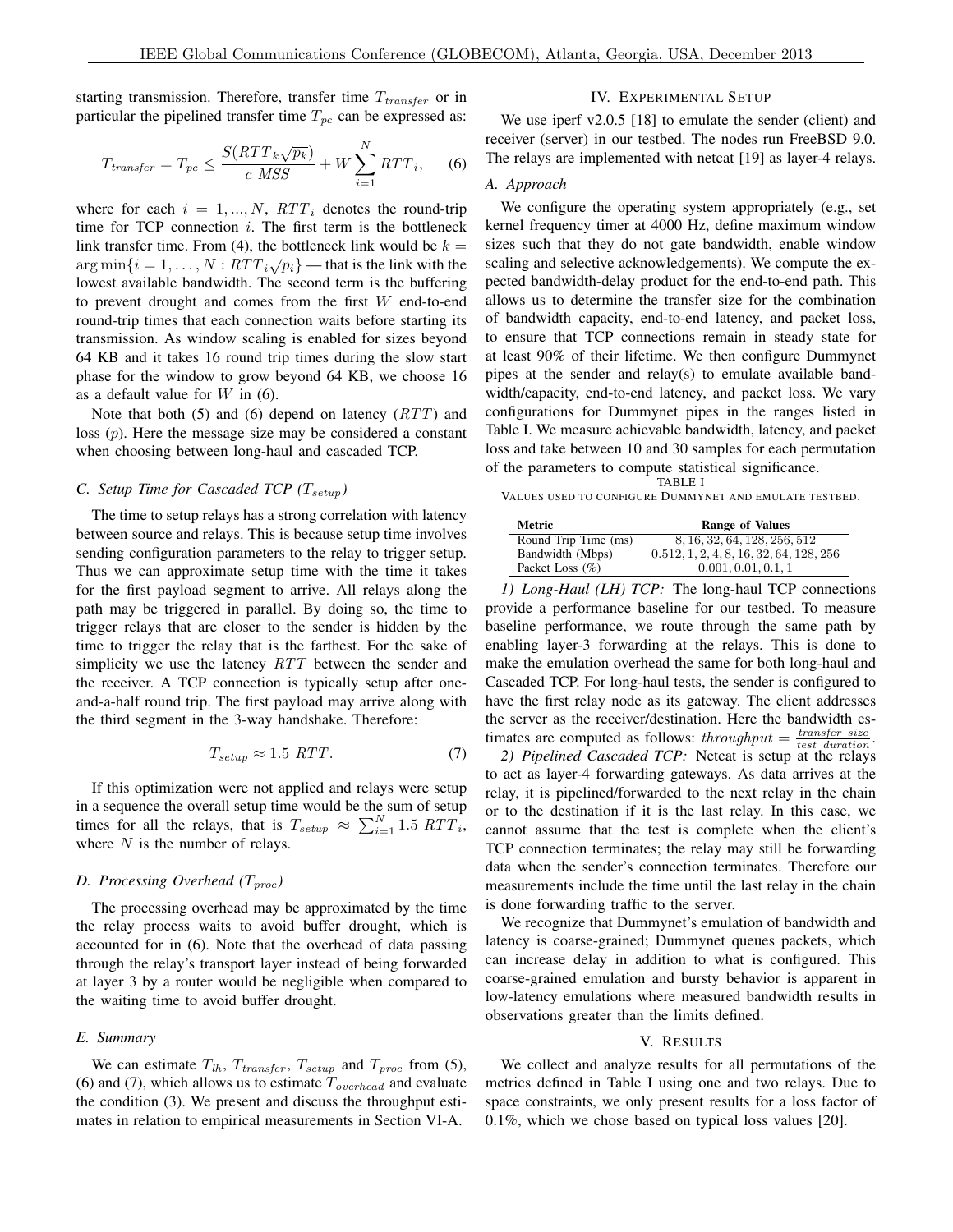starting transmission. Therefore, transfer time $T_{transfer}$ or in particular the pipelined transfer time $T_{pc}$ can be expressed as:

$$T_{transfer} = T_{pc} \leq \frac{S(RTT_k\sqrt{p_k})}{c\ MSS} + W\sum_{i=1}^{N} RTT_i, \quad (6)$$

where for each $i = 1, ..., N$, $RTT_i$ denotes the round-trip time for TCP connection $i$. The first term is the bottleneck link transfer time. From (4), the bottleneck link would be $k = \arg\min\{i = 1, \ldots, N : RTT_i\sqrt{p_i}\}$ — that is the link with the lowest available bandwidth. The second term is the buffering to prevent drought and comes from the first $W$ end-to-end round-trip times that each connection waits before starting its transmission. As window scaling is enabled for sizes beyond 64 KB and it takes 16 round trip times during the slow start phase for the window to grow beyond 64 KB, we choose 16 as a default value for $W$ in (6).

Note that both (5) and (6) depend on latency ($RTT$) and loss ($p$). Here the message size may be considered a constant when choosing between long-haul and cascaded TCP.

### C. Setup Time for Cascaded TCP ($T_{setup}$)

The time to setup relays has a strong correlation with latency between source and relays. This is because setup time involves sending configuration parameters to the relay to trigger setup. Thus we can approximate setup time with the time it takes for the first payload segment to arrive. All relays along the path may be triggered in parallel. By doing so, the time to trigger relays that are closer to the sender is hidden by the time to trigger the relay that is the farthest. For the sake of simplicity we use the latency $RTT$ between the sender and the receiver. A TCP connection is typically setup after one-and-a-half round trip. The first payload may arrive along with the third segment in the 3-way handshake. Therefore:

$$T_{setup} \approx 1.5\ RTT. \quad (7)$$

If this optimization were not applied and relays were setup in a sequence the overall setup time would be the sum of setup times for all the relays, that is $T_{setup} \approx \sum_{i=1}^{N} 1.5\ RTT_i$, where $N$ is the number of relays.

### D. Processing Overhead ($T_{proc}$)

The processing overhead may be approximated by the time the relay process waits to avoid buffer drought, which is accounted for in (6). Note that the overhead of data passing through the relay's transport layer instead of being forwarded at layer 3 by a router would be negligible when compared to the waiting time to avoid buffer drought.

### E. Summary

We can estimate $T_{lh}$, $T_{transfer}$, $T_{setup}$ and $T_{proc}$ from (5), (6) and (7), which allows us to estimate $T_{overhead}$ and evaluate the condition (3). We present and discuss the throughput estimates in relation to empirical measurements in Section VI-A.

## IV. Experimental Setup

We use iperf v2.0.5 [18] to emulate the sender (client) and receiver (server) in our testbed. The nodes run FreeBSD 9.0. The relays are implemented with netcat [19] as layer-4 relays.

### A. Approach

We configure the operating system appropriately (e.g., set kernel frequency timer at 4000 Hz, define maximum window sizes such that they do not gate bandwidth, enable window scaling and selective acknowledgements). We compute the expected bandwidth-delay product for the end-to-end path. This allows us to determine the transfer size for the combination of bandwidth capacity, end-to-end latency, and packet loss, to ensure that TCP connections remain in steady state for at least 90% of their lifetime. We then configure Dummynet pipes at the sender and relay(s) to emulate available bandwidth/capacity, end-to-end latency, and packet loss. We vary configurations for Dummynet pipes in the ranges listed in Table I. We measure achievable bandwidth, latency, and packet loss and take between 10 and 30 samples for each permutation of the parameters to compute statistical significance.

TABLE I
Values used to configure Dummynet and emulate testbed.

| Metric | Range of Values |
|---|---|
| Round Trip Time (ms) | 8, 16, 32, 64, 128, 256, 512 |
| Bandwidth (Mbps) | 0.512, 1, 2, 4, 8, 16, 32, 64, 128, 256 |
| Packet Loss (%) | 0.001, 0.01, 0.1, 1 |

*1) Long-Haul (LH) TCP:* The long-haul TCP connections provide a performance baseline for our testbed. To measure baseline performance, we route through the same path by enabling layer-3 forwarding at the relays. This is done to make the emulation overhead the same for both long-haul and Cascaded TCP. For long-haul tests, the sender is configured to have the first relay node as its gateway. The client addresses the server as the receiver/destination. Here the bandwidth estimates are computed as follows: $throughput = \frac{transfer\ size}{test\ duration}$.

*2) Pipelined Cascaded TCP:* Netcat is setup at the relays to act as layer-4 forwarding gateways. As data arrives at the relay, it is pipelined/forwarded to the next relay in the chain or to the destination if it is the last relay. In this case, we cannot assume that the test is complete when the client's TCP connection terminates; the relay may still be forwarding data when the sender's connection terminates. Therefore our measurements include the time until the last relay in the chain is done forwarding traffic to the server.

We recognize that Dummynet's emulation of bandwidth and latency is coarse-grained; Dummynet queues packets, which can increase delay in addition to what is configured. This coarse-grained emulation and bursty behavior is apparent in low-latency emulations where measured bandwidth results in observations greater than the limits defined.

## V. Results

We collect and analyze results for all permutations of the metrics defined in Table I using one and two relays. Due to space constraints, we only present results for a loss factor of 0.1%, which we chose based on typical loss values [20].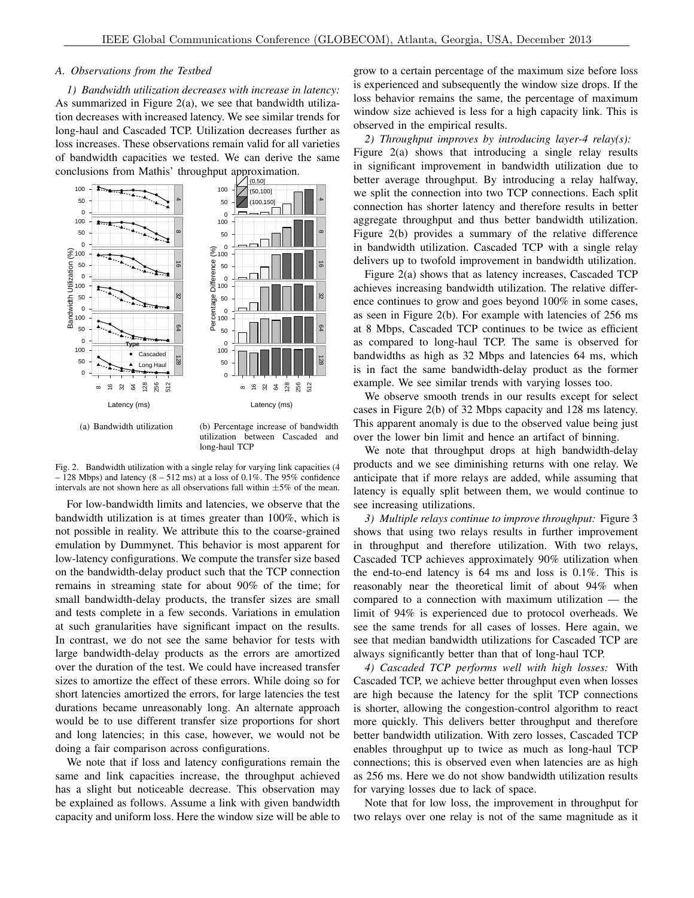### A. Observations from the Testbed

*1) Bandwidth utilization decreases with increase in latency:* As summarized in Figure 2(a), we see that bandwidth utilization decreases with increased latency. We see similar trends for long-haul and Cascaded TCP. Utilization decreases further as loss increases. These observations remain valid for all varieties of bandwidth capacities we tested. We can derive the same conclusions from Mathis' throughput approximation.

Bandwidth Utilization (%)
100
50
0
4
8
16
32
64
128
Type
Cascaded
Long Haul
8 16 32 64 128 256 512
Latency (ms)

(a) Bandwidth utilization

Percentage Difference (%)
(0,50]
(50,100]
(100,150]
100
50
0
4
8
16
32
64
128
8 16 32 64 128 256 512
Latency (ms)

(b) Percentage increase of bandwidth utilization between Cascaded and long-haul TCP

Fig. 2. Bandwidth utilization with a single relay for varying link capacities (4 – 128 Mbps) and latency (8 – 512 ms) at a loss of 0.1%. The 95% confidence intervals are not shown here as all observations fall within ±5% of the mean.

For low-bandwidth limits and latencies, we observe that the bandwidth utilization is at times greater than 100%, which is not possible in reality. We attribute this to the coarse-grained emulation by Dummynet. This behavior is most apparent for low-latency configurations. We compute the transfer size based on the bandwidth-delay product such that the TCP connection remains in streaming state for about 90% of the time; for small bandwidth-delay products, the transfer sizes are small and tests complete in a few seconds. Variations in emulation at such granularities have significant impact on the results. In contrast, we do not see the same behavior for tests with large bandwidth-delay products as the errors are amortized over the duration of the test. We could have increased transfer sizes to amortize the effect of these errors. While doing so for short latencies amortized the errors, for large latencies the test durations became unreasonably long. An alternate approach would be to use different transfer size proportions for short and long latencies; in this case, however, we would not be doing a fair comparison across configurations.

We note that if loss and latency configurations remain the same and link capacities increase, the throughput achieved has a slight but noticeable decrease. This observation may be explained as follows. Assume a link with given bandwidth capacity and uniform loss. Here the window size will be able to grow to a certain percentage of the maximum size before loss is experienced and subsequently the window size drops. If the loss behavior remains the same, the percentage of maximum window size achieved is less for a high capacity link. This is observed in the empirical results.

*2) Throughput improves by introducing layer-4 relay(s):* Figure 2(a) shows that introducing a single relay results in significant improvement in bandwidth utilization due to better average throughput. By introducing a relay halfway, we split the connection into two TCP connections. Each split connection has shorter latency and therefore results in better aggregate throughput and thus better bandwidth utilization. Figure 2(b) provides a summary of the relative difference in bandwidth utilization. Cascaded TCP with a single relay delivers up to twofold improvement in bandwidth utilization.

Figure 2(a) shows that as latency increases, Cascaded TCP achieves increasing bandwidth utilization. The relative difference continues to grow and goes beyond 100% in some cases, as seen in Figure 2(b). For example with latencies of 256 ms at 8 Mbps, Cascaded TCP continues to be twice as efficient as compared to long-haul TCP. The same is observed for bandwidths as high as 32 Mbps and latencies 64 ms, which is in fact the same bandwidth-delay product as the former example. We see similar trends with varying losses too.

We observe smooth trends in our results except for select cases in Figure 2(b) of 32 Mbps capacity and 128 ms latency. This apparent anomaly is due to the observed value being just over the lower bin limit and hence an artifact of binning.

We note that throughput drops at high bandwidth-delay products and we see diminishing returns with one relay. We anticipate that if more relays are added, while assuming that latency is equally split between them, we would continue to see increasing utilizations.

*3) Multiple relays continue to improve throughput:* Figure 3 shows that using two relays results in further improvement in throughput and therefore utilization. With two relays, Cascaded TCP achieves approximately 90% utilization when the end-to-end latency is 64 ms and loss is 0.1%. This is reasonably near the theoretical limit of about 94% when compared to a connection with maximum utilization — the limit of 94% is experienced due to protocol overheads. We see the same trends for all cases of losses. Here again, we see that median bandwidth utilizations for Cascaded TCP are always significantly better than that of long-haul TCP.

*4) Cascaded TCP performs well with high losses:* With Cascaded TCP, we achieve better throughput even when losses are high because the latency for the split TCP connections is shorter, allowing the congestion-control algorithm to react more quickly. This delivers better throughput and therefore better bandwidth utilization. With zero losses, Cascaded TCP enables throughput up to twice as much as long-haul TCP connections; this is observed even when latencies are as high as 256 ms. Here we do not show bandwidth utilization results for varying losses due to lack of space.

Note that for low loss, the improvement in throughput for two relays over one relay is not of the same magnitude as it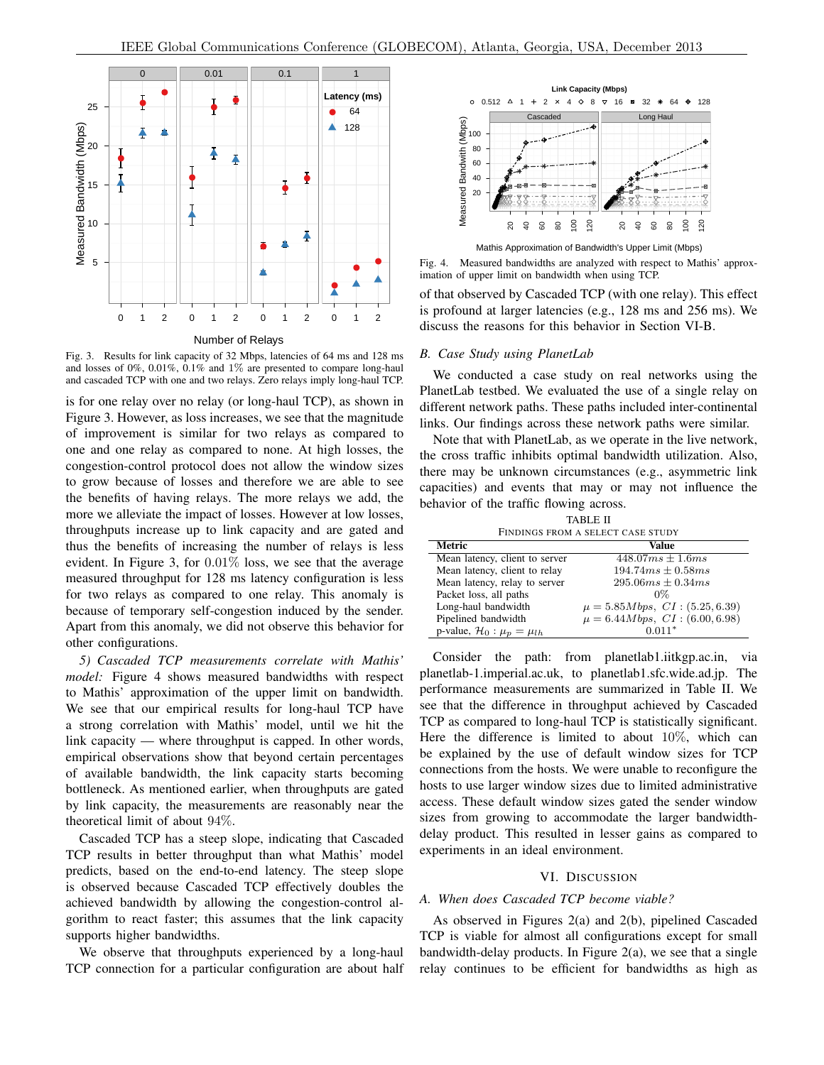Fig. 3. Results for link capacity of 32 Mbps, latencies of 64 ms and 128 ms and losses of 0%, 0.01%, 0.1% and 1% are presented to compare long-haul and cascaded TCP with one and two relays. Zero relays imply long-haul TCP.

is for one relay over no relay (or long-haul TCP), as shown in Figure 3. However, as loss increases, we see that the magnitude of improvement is similar for two relays as compared to one and one relay as compared to none. At high losses, the congestion-control protocol does not allow the window sizes to grow because of losses and therefore we are able to see the benefits of having relays. The more relays we add, the more we alleviate the impact of losses. However at low losses, throughputs increase up to link capacity and are gated and thus the benefits of increasing the number of relays is less evident. In Figure 3, for 0.01% loss, we see that the average measured throughput for 128 ms latency configuration is less for two relays as compared to one relay. This anomaly is because of temporary self-congestion induced by the sender. Apart from this anomaly, we did not observe this behavior for other configurations.

*5) Cascaded TCP measurements correlate with Mathis' model:* Figure 4 shows measured bandwidths with respect to Mathis' approximation of the upper limit on bandwidth. We see that our empirical results for long-haul TCP have a strong correlation with Mathis' model, until we hit the link capacity — where throughput is capped. In other words, empirical observations show that beyond certain percentages of available bandwidth, the link capacity starts becoming bottleneck. As mentioned earlier, when throughputs are gated by link capacity, the measurements are reasonably near the theoretical limit of about 94%.

Cascaded TCP has a steep slope, indicating that Cascaded TCP results in better throughput than what Mathis' model predicts, based on the end-to-end latency. The steep slope is observed because Cascaded TCP effectively doubles the achieved bandwidth by allowing the congestion-control algorithm to react faster; this assumes that the link capacity supports higher bandwidths.

We observe that throughputs experienced by a long-haul TCP connection for a particular configuration are about half of that observed by Cascaded TCP (with one relay). This effect is profound at larger latencies (e.g., 128 ms and 256 ms). We discuss the reasons for this behavior in Section VI-B.

Fig. 4. Measured bandwidths are analyzed with respect to Mathis' approximation of upper limit on bandwidth when using TCP.

### *B. Case Study using PlanetLab*

We conducted a case study on real networks using the PlanetLab testbed. We evaluated the use of a single relay on different network paths. These paths included inter-continental links. Our findings across these network paths were similar.

Note that with PlanetLab, as we operate in the live network, the cross traffic inhibits optimal bandwidth utilization. Also, there may be unknown circumstances (e.g., asymmetric link capacities) and events that may or may not influence the behavior of the traffic flowing across.

TABLE II
FINDINGS FROM A SELECT CASE STUDY

| Metric | Value |
|---|---|
| Mean latency, client to server | $448.07ms \pm 1.6ms$ |
| Mean latency, client to relay | $194.74ms \pm 0.58ms$ |
| Mean latency, relay to server | $295.06ms \pm 0.34ms$ |
| Packet loss, all paths | 0% |
| Long-haul bandwidth | $\mu = 5.85Mbps,\ CI : (5.25, 6.39)$ |
| Pipelined bandwidth | $\mu = 6.44Mbps,\ CI : (6.00, 6.98)$ |
| p-value, $\mathcal{H}_0 : \mu_p = \mu_{lh}$ | $0.011^*$ |

Consider the path: from planetlab1.iitkgp.ac.in, via planetlab-1.imperial.ac.uk, to planetlab1.sfc.wide.ad.jp. The performance measurements are summarized in Table II. We see that the difference in throughput achieved by Cascaded TCP as compared to long-haul TCP is statistically significant. Here the difference is limited to about 10%, which can be explained by the use of default window sizes for TCP connections from the hosts. We were unable to reconfigure the hosts to use larger window sizes due to limited administrative access. These default window sizes gated the sender window sizes from growing to accommodate the larger bandwidth-delay product. This resulted in lesser gains as compared to experiments in an ideal environment.

## VI. Discussion

### *A. When does Cascaded TCP become viable?*

As observed in Figures 2(a) and 2(b), pipelined Cascaded TCP is viable for almost all configurations except for small bandwidth-delay products. In Figure 2(a), we see that a single relay continues to be efficient for bandwidths as high as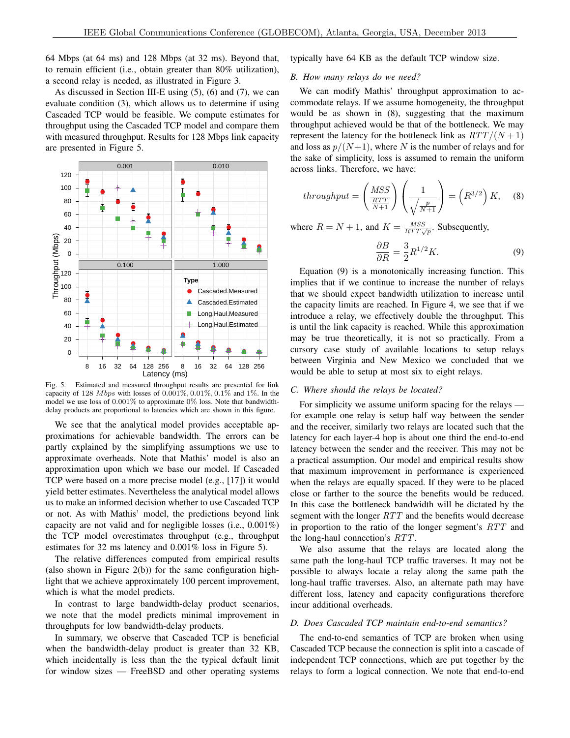64 Mbps (at 64 ms) and 128 Mbps (at 32 ms). Beyond that, to remain efficient (i.e., obtain greater than 80% utilization), a second relay is needed, as illustrated in Figure 3.

As discussed in Section III-E using (5), (6) and (7), we can evaluate condition (3), which allows us to determine if using Cascaded TCP would be feasible. We compute estimates for throughput using the Cascaded TCP model and compare them with measured throughput. Results for 128 Mbps link capacity are presented in Figure 5.

0.001
0.010
0.100
1.000
Throughput (Mbps)
0
20
40
60
80
100
120
Latency (ms)
8 16 32 64 128 256
Type
Cascaded.Measured
Cascaded.Estimated
Long.Haul.Measured
Long.Haul.Estimated

Fig. 5. Estimated and measured throughput results are presented for link capacity of 128 $Mbps$ with losses of 0.001%, 0.01%, 0.1% and 1%. In the model we use loss of 0.001% to approximate 0% loss. Note that bandwidth-delay products are proportional to latencies which are shown in this figure.

We see that the analytical model provides acceptable approximations for achievable bandwidth. The errors can be partly explained by the simplifying assumptions we use to approximate overheads. Note that Mathis' model is also an approximation upon which we base our model. If Cascaded TCP were based on a more precise model (e.g., [17]) it would yield better estimates. Nevertheless the analytical model allows us to make an informed decision whether to use Cascaded TCP or not. As with Mathis' model, the predictions beyond link capacity are not valid and for negligible losses (i.e., 0.001%) the TCP model overestimates throughput (e.g., throughput estimates for 32 ms latency and 0.001% loss in Figure 5).

The relative differences computed from empirical results (also shown in Figure 2(b)) for the same configuration highlight that we achieve approximately 100 percent improvement, which is what the model predicts.

In contrast to large bandwidth-delay product scenarios, we note that the model predicts minimal improvement in throughputs for low bandwidth-delay products.

In summary, we observe that Cascaded TCP is beneficial when the bandwidth-delay product is greater than 32 KB, which incidentally is less than the the typical default limit for window sizes — FreeBSD and other operating systems typically have 64 KB as the default TCP window size.

### B. How many relays do we need?

We can modify Mathis' throughput approximation to accommodate relays. If we assume homogeneity, the throughput would be as shown in (8), suggesting that the maximum throughput achieved would be that of the bottleneck. We may represent the latency for the bottleneck link as $RTT/(N+1)$ and loss as $p/(N+1)$, where $N$ is the number of relays and for the sake of simplicity, loss is assumed to remain the uniform across links. Therefore, we have:

$$throughput = \left(\frac{MSS}{\frac{RTT}{N+1}}\right)\left(\frac{1}{\sqrt{\frac{p}{N+1}}}\right) = \left(R^{3/2}\right)K, \quad (8)$$

where $R = N+1$, and $K = \frac{MSS}{RTT\sqrt{p}}$. Subsequently,

$$\frac{\partial B}{\partial R} = \frac{3}{2}R^{1/2}K. \quad (9)$$

Equation (9) is a monotonically increasing function. This implies that if we continue to increase the number of relays that we should expect bandwidth utilization to increase until the capacity limits are reached. In Figure 4, we see that if we introduce a relay, we effectively double the throughput. This is until the link capacity is reached. While this approximation may be true theoretically, it is not so practically. From a cursory case study of available locations to setup relays between Virginia and New Mexico we concluded that we would be able to setup at most six to eight relays.

### C. Where should the relays be located?

For simplicity we assume uniform spacing for the relays — for example one relay is setup half way between the sender and the receiver, similarly two relays are located such that the latency for each layer-4 hop is about one third the end-to-end latency between the sender and the receiver. This may not be a practical assumption. Our model and empirical results show that maximum improvement in performance is experienced when the relays are equally spaced. If they were to be placed close or farther to the source the benefits would be reduced. In this case the bottleneck bandwidth will be dictated by the segment with the longer $RTT$ and the benefits would decrease in proportion to the ratio of the longer segment's $RTT$ and the long-haul connection's $RTT$.

We also assume that the relays are located along the same path the long-haul TCP traffic traverses. It may not be possible to always locate a relay along the same path the long-haul traffic traverses. Also, an alternate path may have different loss, latency and capacity configurations therefore incur additional overheads.

### D. Does Cascaded TCP maintain end-to-end semantics?

The end-to-end semantics of TCP are broken when using Cascaded TCP because the connection is split into a cascade of independent TCP connections, which are put together by the relays to form a logical connection. We note that end-to-end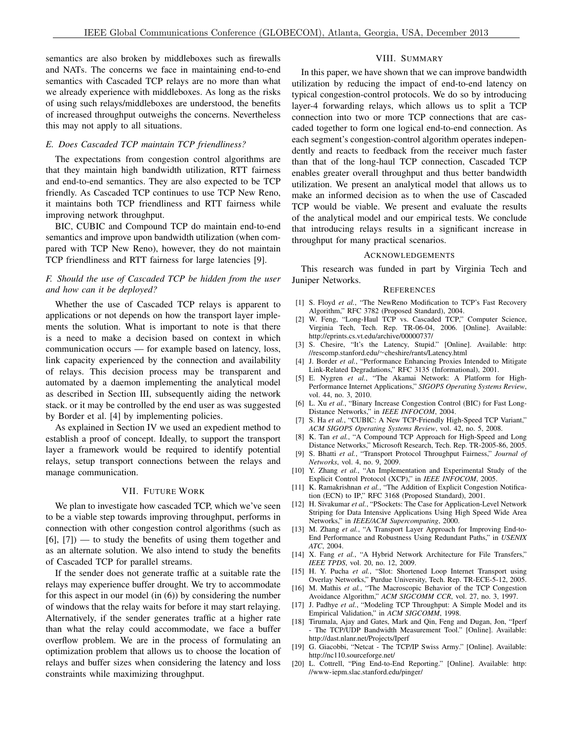semantics are also broken by middleboxes such as firewalls and NATs. The concerns we face in maintaining end-to-end semantics with Cascaded TCP relays are no more than what we already experience with middleboxes. As long as the risks of using such relays/middleboxes are understood, the benefits of increased throughput outweighs the concerns. Nevertheless this may not apply to all situations.

### *E. Does Cascaded TCP maintain TCP friendliness?*

The expectations from congestion control algorithms are that they maintain high bandwidth utilization, RTT fairness and end-to-end semantics. They are also expected to be TCP friendly. As Cascaded TCP continues to use TCP New Reno, it maintains both TCP friendliness and RTT fairness while improving network throughput.

BIC, CUBIC and Compound TCP do maintain end-to-end semantics and improve upon bandwidth utilization (when compared with TCP New Reno), however, they do not maintain TCP friendliness and RTT fairness for large latencies [9].

### *F. Should the use of Cascaded TCP be hidden from the user and how can it be deployed?*

Whether the use of Cascaded TCP relays is apparent to applications or not depends on how the transport layer implements the solution. What is important to note is that there is a need to make a decision based on context in which communication occurs — for example based on latency, loss, link capacity experienced by the connection and availability of relays. This decision process may be transparent and automated by a daemon implementing the analytical model as described in Section III, subsequently aiding the network stack. or it may be controlled by the end user as was suggested by Border et al. [4] by implementing policies.

As explained in Section IV we used an expedient method to establish a proof of concept. Ideally, to support the transport layer a framework would be required to identify potential relays, setup transport connections between the relays and manage communication.

## VII. Future Work

We plan to investigate how cascaded TCP, which we've seen to be a viable step towards improving throughput, performs in connection with other congestion control algorithms (such as [6], [7]) — to study the benefits of using them together and as an alternate solution. We also intend to study the benefits of Cascaded TCP for parallel streams.

If the sender does not generate traffic at a suitable rate the relays may experience buffer drought. We try to accommodate for this aspect in our model (in (6)) by considering the number of windows that the relay waits for before it may start relaying. Alternatively, if the sender generates traffic at a higher rate than what the relay could accommodate, we face a buffer overflow problem. We are in the process of formulating an optimization problem that allows us to choose the location of relays and buffer sizes when considering the latency and loss constraints while maximizing throughput.

## VIII. Summary

In this paper, we have shown that we can improve bandwidth utilization by reducing the impact of end-to-end latency on typical congestion-control protocols. We do so by introducing layer-4 forwarding relays, which allows us to split a TCP connection into two or more TCP connections that are cascaded together to form one logical end-to-end connection. As each segment's congestion-control algorithm operates independently and reacts to feedback from the receiver much faster than that of the long-haul TCP connection, Cascaded TCP enables greater overall throughput and thus better bandwidth utilization. We present an analytical model that allows us to make an informed decision as to when the use of Cascaded TCP would be viable. We present and evaluate the results of the analytical model and our empirical tests. We conclude that introducing relays results in a significant increase in throughput for many practical scenarios.

## Acknowledgements

This research was funded in part by Virginia Tech and Juniper Networks.

## References

[1] S. Floyd *et al.*, "The NewReno Modification to TCP's Fast Recovery Algorithm," RFC 3782 (Proposed Standard), 2004.

[2] W. Feng, "Long-Haul TCP vs. Cascaded TCP," Computer Science, Virginia Tech, Tech. Rep. TR-06-04, 2006. [Online]. Available: http://eprints.cs.vt.edu/archive/00000737/

[3] S. Chesire, "It's the Latency, Stupid." [Online]. Available: http://rescomp.stanford.edu/~cheshire/rants/Latency.html

[4] J. Border *et al.*, "Performance Enhancing Proxies Intended to Mitigate Link-Related Degradations," RFC 3135 (Informational), 2001.

[5] E. Nygren *et al.*, "The Akamai Network: A Platform for High-Performance Internet Applications," *SIGOPS Operating Systems Review*, vol. 44, no. 3, 2010.

[6] L. Xu *et al.*, "Binary Increase Congestion Control (BIC) for Fast Long-Distance Networks," in *IEEE INFOCOM*, 2004.

[7] S. Ha *et al.*, "CUBIC: A New TCP-Friendly High-Speed TCP Variant," *ACM SIGOPS Operating Systems Review*, vol. 42, no. 5, 2008.

[8] K. Tan *et al.*, "A Compound TCP Approach for High-Speed and Long Distance Networks," Microsoft Research, Tech. Rep. TR-2005-86, 2005.

[9] S. Bhatti *et al.*, "Transport Protocol Throughput Fairness," *Journal of Networks*, vol. 4, no. 9, 2009.

[10] Y. Zhang *et al.*, "An Implementation and Experimental Study of the Explicit Control Protocol (XCP)," in *IEEE INFOCOM*, 2005.

[11] K. Ramakrishnan *et al.*, "The Addition of Explicit Congestion Notification (ECN) to IP," RFC 3168 (Proposed Standard), 2001.

[12] H. Sivakumar *et al.*, "PSockets: The Case for Application-Level Network Striping for Data Intensive Applications Using High Speed Wide Area Networks," in *IEEE/ACM Supercomputing*, 2000.

[13] M. Zhang *et al.*, "A Transport Layer Approach for Improving End-to-End Performance and Robustness Using Redundant Paths," in *USENIX ATC*, 2004.

[14] X. Fang *et al.*, "A Hybrid Network Architecture for File Transfers," *IEEE TPDS*, vol. 20, no. 12, 2009.

[15] H. Y. Pucha *et al.*, "Slot: Shortened Loop Internet Transport using Overlay Networks," Purdue University, Tech. Rep. TR-ECE-5-12, 2005.

[16] M. Mathis *et al.*, "The Macroscopic Behavior of the TCP Congestion Avoidance Algorithm," *ACM SIGCOMM CCR*, vol. 27, no. 3, 1997.

[17] J. Padhye *et al.*, "Modeling TCP Throughput: A Simple Model and its Empirical Validation," in *ACM SIGCOMM*, 1998.

[18] Tirumala, Ajay and Gates, Mark and Qin, Feng and Dugan, Jon, "Iperf - The TCP/UDP Bandwidth Measurement Tool." [Online]. Available: http://dast.nlanr.net/Projects/Iperf

[19] G. Giacobbi, "Netcat - The TCP/IP Swiss Army." [Online]. Available: http://nc110.sourceforge.net/

[20] L. Cottrell, "Ping End-to-End Reporting." [Online]. Available: http://www-iepm.slac.stanford.edu/pinger/